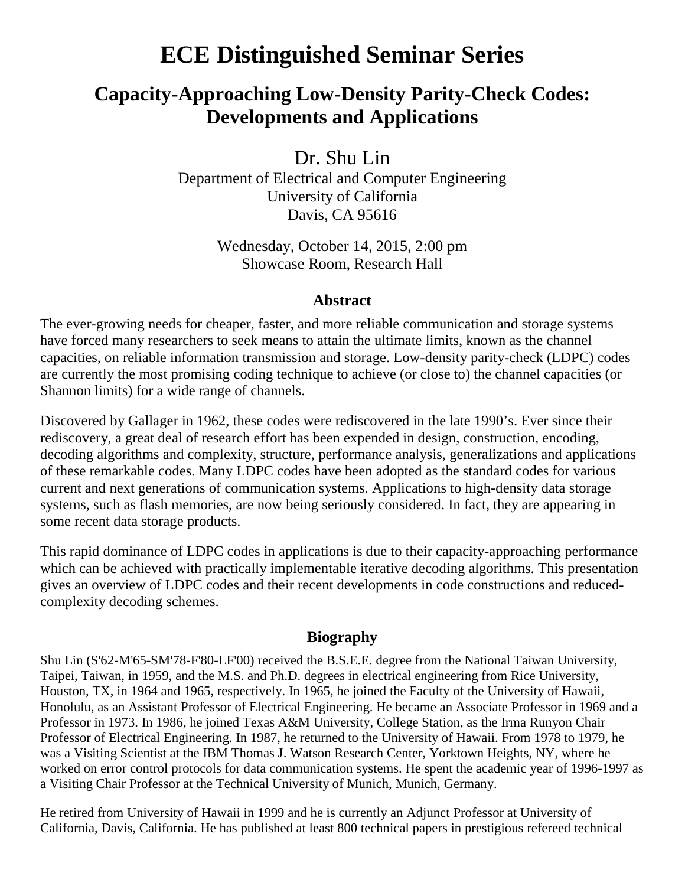# ECE Distinguished Seminar Series

## Capacity-Approaching Low-Density Parity-Check Codes: Developments and Applications

Dr. Shu Lin
Department of Electrical and Computer Engineering
University of California
Davis, CA 95616

Wednesday, October 14, 2015, 2:00 pm
Showcase Room, Research Hall

### Abstract

The ever-growing needs for cheaper, faster, and more reliable communication and storage systems have forced many researchers to seek means to attain the ultimate limits, known as the channel capacities, on reliable information transmission and storage. Low-density parity-check (LDPC) codes are currently the most promising coding technique to achieve (or close to) the channel capacities (or Shannon limits) for a wide range of channels.

Discovered by Gallager in 1962, these codes were rediscovered in the late 1990's. Ever since their rediscovery, a great deal of research effort has been expended in design, construction, encoding, decoding algorithms and complexity, structure, performance analysis, generalizations and applications of these remarkable codes. Many LDPC codes have been adopted as the standard codes for various current and next generations of communication systems. Applications to high-density data storage systems, such as flash memories, are now being seriously considered. In fact, they are appearing in some recent data storage products.

This rapid dominance of LDPC codes in applications is due to their capacity-approaching performance which can be achieved with practically implementable iterative decoding algorithms. This presentation gives an overview of LDPC codes and their recent developments in code constructions and reduced-complexity decoding schemes.

### Biography

Shu Lin (S'62-M'65-SM'78-F'80-LF'00) received the B.S.E.E. degree from the National Taiwan University, Taipei, Taiwan, in 1959, and the M.S. and Ph.D. degrees in electrical engineering from Rice University, Houston, TX, in 1964 and 1965, respectively. In 1965, he joined the Faculty of the University of Hawaii, Honolulu, as an Assistant Professor of Electrical Engineering. He became an Associate Professor in 1969 and a Professor in 1973. In 1986, he joined Texas A&M University, College Station, as the Irma Runyon Chair Professor of Electrical Engineering. In 1987, he returned to the University of Hawaii. From 1978 to 1979, he was a Visiting Scientist at the IBM Thomas J. Watson Research Center, Yorktown Heights, NY, where he worked on error control protocols for data communication systems. He spent the academic year of 1996-1997 as a Visiting Chair Professor at the Technical University of Munich, Munich, Germany.

He retired from University of Hawaii in 1999 and he is currently an Adjunct Professor at University of California, Davis, California. He has published at least 800 technical papers in prestigious refereed technical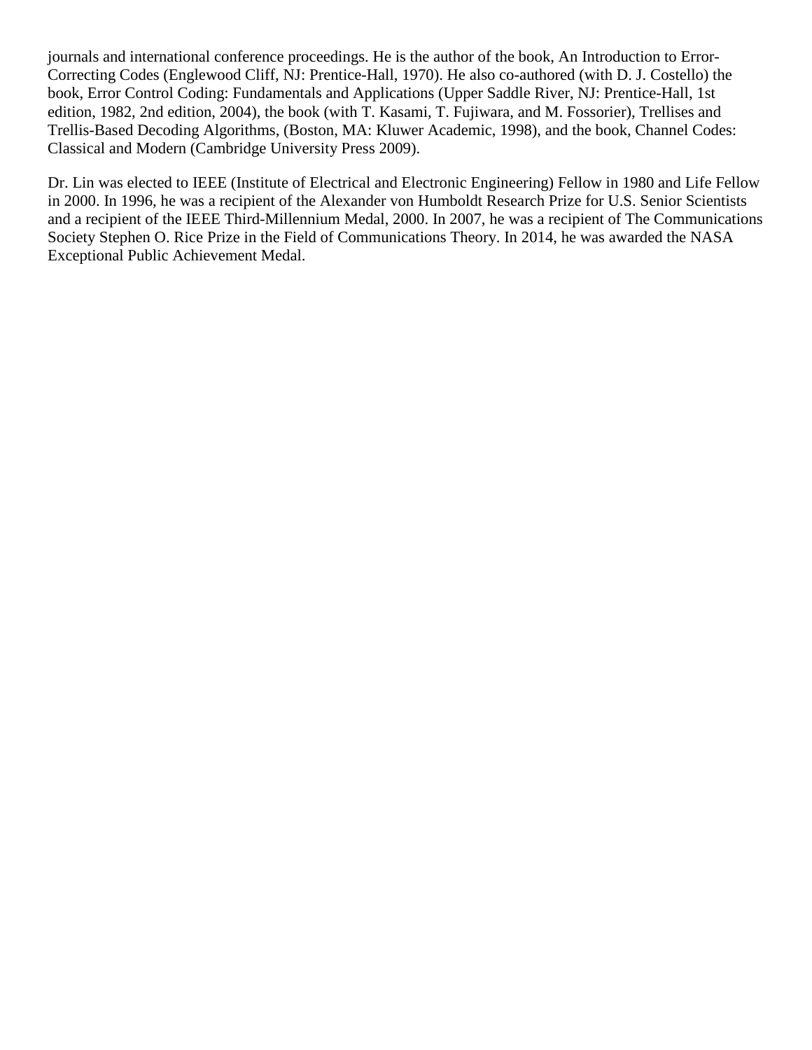journals and international conference proceedings. He is the author of the book, An Introduction to Error-Correcting Codes (Englewood Cliff, NJ: Prentice-Hall, 1970). He also co-authored (with D. J. Costello) the book, Error Control Coding: Fundamentals and Applications (Upper Saddle River, NJ: Prentice-Hall, 1st edition, 1982, 2nd edition, 2004), the book (with T. Kasami, T. Fujiwara, and M. Fossorier), Trellises and Trellis-Based Decoding Algorithms, (Boston, MA: Kluwer Academic, 1998), and the book, Channel Codes: Classical and Modern (Cambridge University Press 2009).

Dr. Lin was elected to IEEE (Institute of Electrical and Electronic Engineering) Fellow in 1980 and Life Fellow in 2000. In 1996, he was a recipient of the Alexander von Humboldt Research Prize for U.S. Senior Scientists and a recipient of the IEEE Third-Millennium Medal, 2000. In 2007, he was a recipient of The Communications Society Stephen O. Rice Prize in the Field of Communications Theory. In 2014, he was awarded the NASA Exceptional Public Achievement Medal.